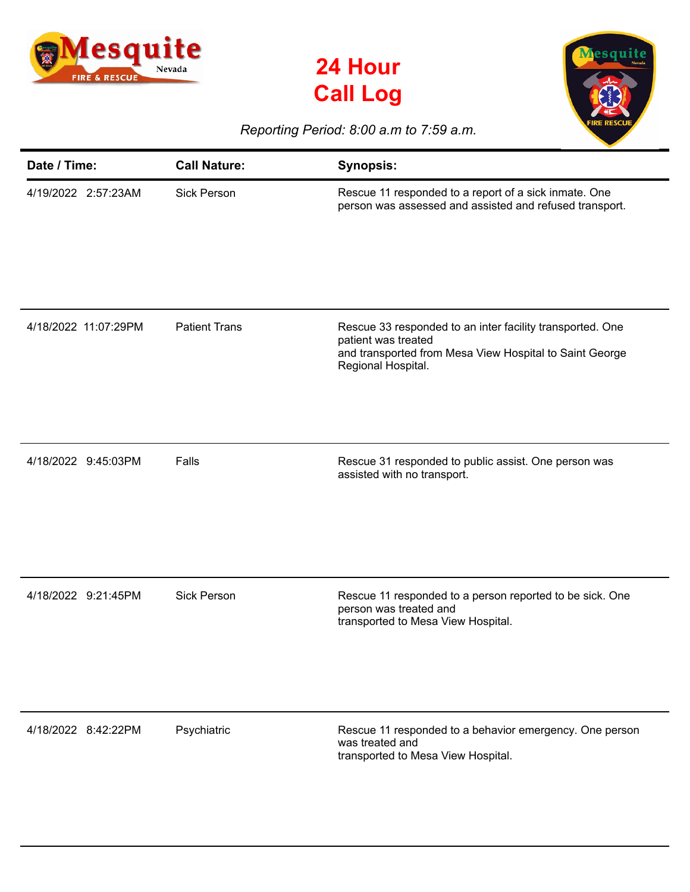# 24 Hour Call Log

*Reporting Period: 8:00 a.m to 7:59 a.m.*

| Date / Time: | Call Nature: | Synopsis: |
|---|---|---|
| 4/19/2022 2:57:23AM | Sick Person | Rescue 11 responded to a report of a sick inmate. One person was assessed and assisted and refused transport. |
| 4/18/2022 11:07:29PM | Patient Trans | Rescue 33 responded to an inter facility transported. One patient was treated and transported from Mesa View Hospital to Saint George Regional Hospital. |
| 4/18/2022 9:45:03PM | Falls | Rescue 31 responded to public assist. One person was assisted with no transport. |
| 4/18/2022 9:21:45PM | Sick Person | Rescue 11 responded to a person reported to be sick. One person was treated and transported to Mesa View Hospital. |
| 4/18/2022 8:42:22PM | Psychiatric | Rescue 11 responded to a behavior emergency. One person was treated and transported to Mesa View Hospital. |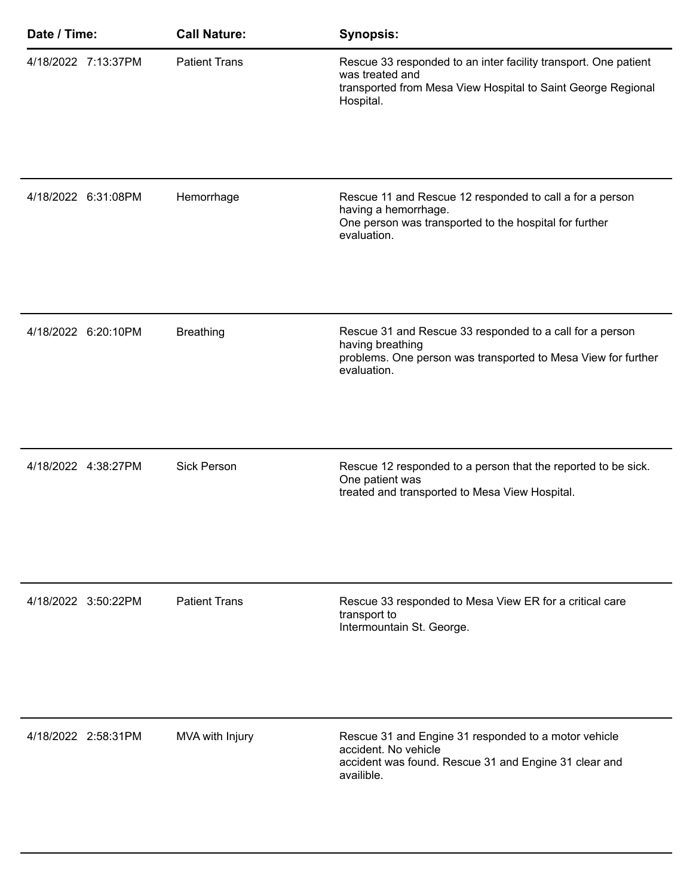| Date / Time: | Call Nature: | Synopsis: |
| --- | --- | --- |
| 4/18/2022 7:13:37PM | Patient Trans | Rescue 33 responded to an inter facility transport. One patient was treated and transported from Mesa View Hospital to Saint George Regional Hospital. |
| 4/18/2022 6:31:08PM | Hemorrhage | Rescue 11 and Rescue 12 responded to call a for a person having a hemorrhage. One person was transported to the hospital for further evaluation. |
| 4/18/2022 6:20:10PM | Breathing | Rescue 31 and Rescue 33 responded to a call for a person having breathing problems. One person was transported to Mesa View for further evaluation. |
| 4/18/2022 4:38:27PM | Sick Person | Rescue 12 responded to a person that the reported to be sick. One patient was treated and transported to Mesa View Hospital. |
| 4/18/2022 3:50:22PM | Patient Trans | Rescue 33 responded to Mesa View ER for a critical care transport to Intermountain St. George. |
| 4/18/2022 2:58:31PM | MVA with Injury | Rescue 31 and Engine 31 responded to a motor vehicle accident. No vehicle accident was found. Rescue 31 and Engine 31 clear and availible. |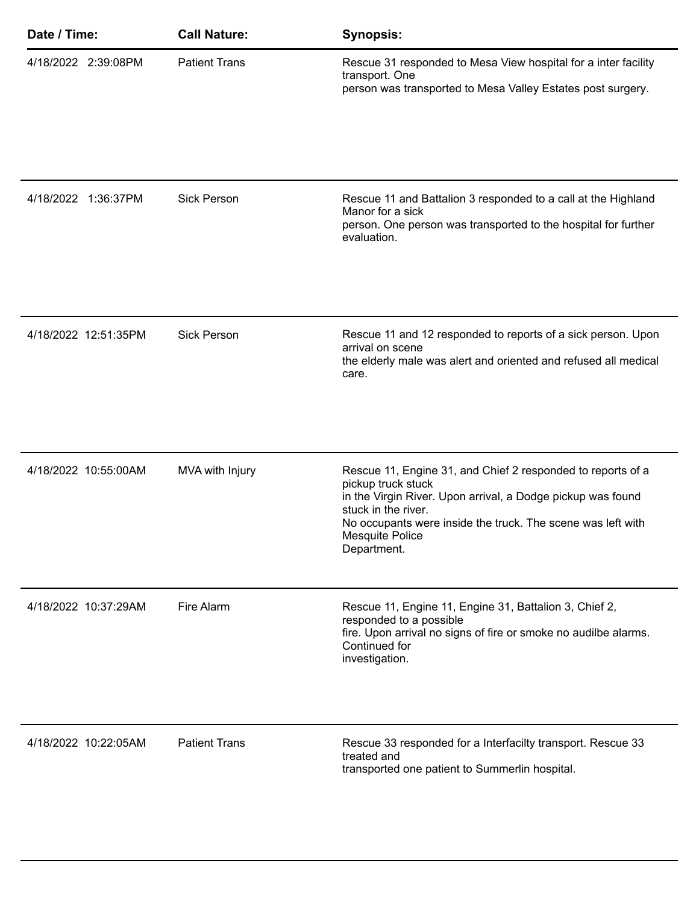| Date / Time: | Call Nature: | Synopsis: |
| --- | --- | --- |
| 4/18/2022 2:39:08PM | Patient Trans | Rescue 31 responded to Mesa View hospital for a inter facility transport. One person was transported to Mesa Valley Estates post surgery. |
| 4/18/2022 1:36:37PM | Sick Person | Rescue 11 and Battalion 3 responded to a call at the Highland Manor for a sick person. One person was transported to the hospital for further evaluation. |
| 4/18/2022 12:51:35PM | Sick Person | Rescue 11 and 12 responded to reports of a sick person. Upon arrival on scene the elderly male was alert and oriented and refused all medical care. |
| 4/18/2022 10:55:00AM | MVA with Injury | Rescue 11, Engine 31, and Chief 2 responded to reports of a pickup truck stuck in the Virgin River. Upon arrival, a Dodge pickup was found stuck in the river. No occupants were inside the truck. The scene was left with Mesquite Police Department. |
| 4/18/2022 10:37:29AM | Fire Alarm | Rescue 11, Engine 11, Engine 31, Battalion 3, Chief 2, responded to a possible fire. Upon arrival no signs of fire or smoke no audilbe alarms. Continued for investigation. |
| 4/18/2022 10:22:05AM | Patient Trans | Rescue 33 responded for a Interfacilty transport. Rescue 33 treated and transported one patient to Summerlin hospital. |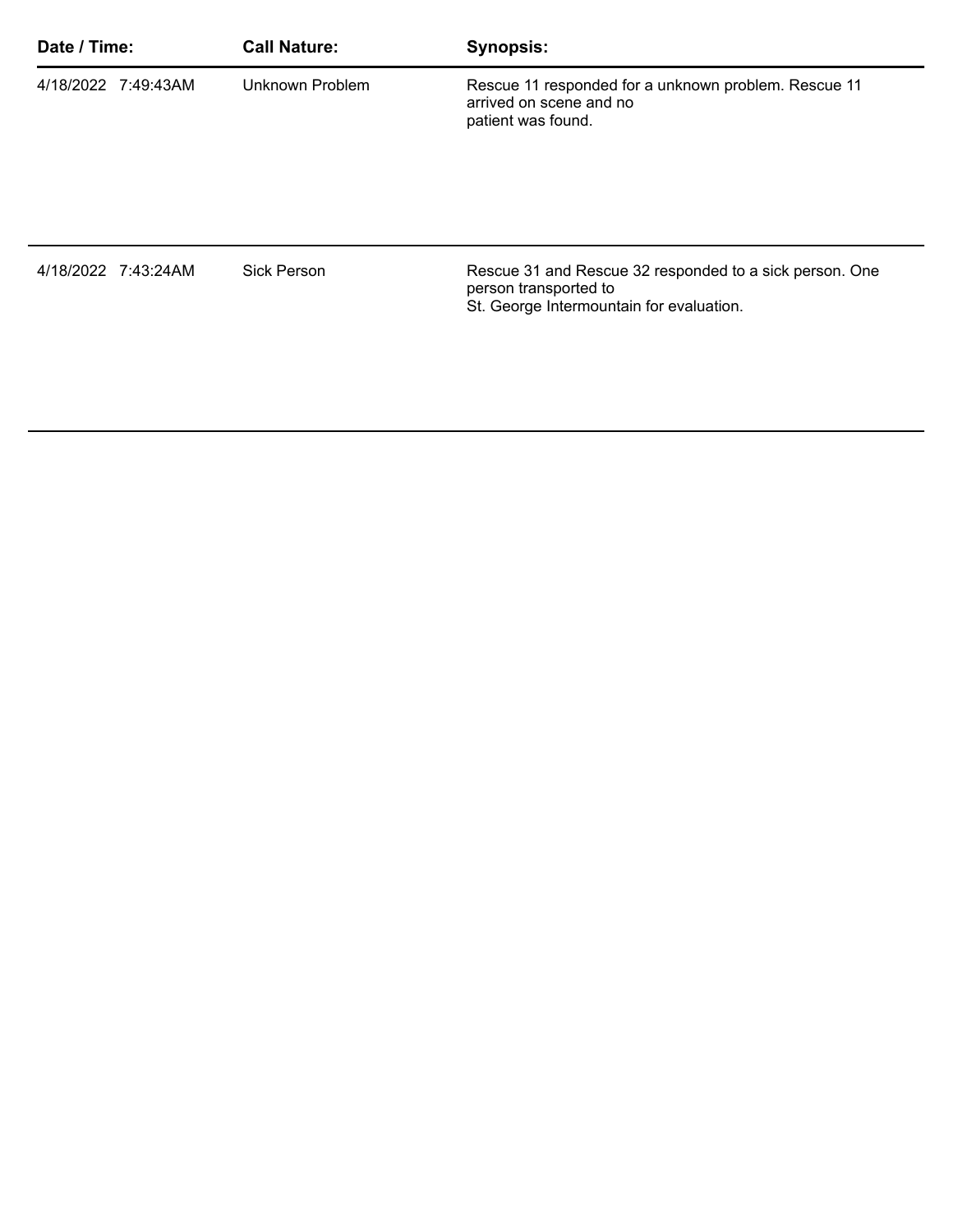| Date / Time: | Call Nature: | Synopsis: |
| --- | --- | --- |
| 4/18/2022 7:49:43AM | Unknown Problem | Rescue 11 responded for a unknown problem. Rescue 11 arrived on scene and no patient was found. |
| 4/18/2022 7:43:24AM | Sick Person | Rescue 31 and Rescue 32 responded to a sick person. One person transported to St. George Intermountain for evaluation. |